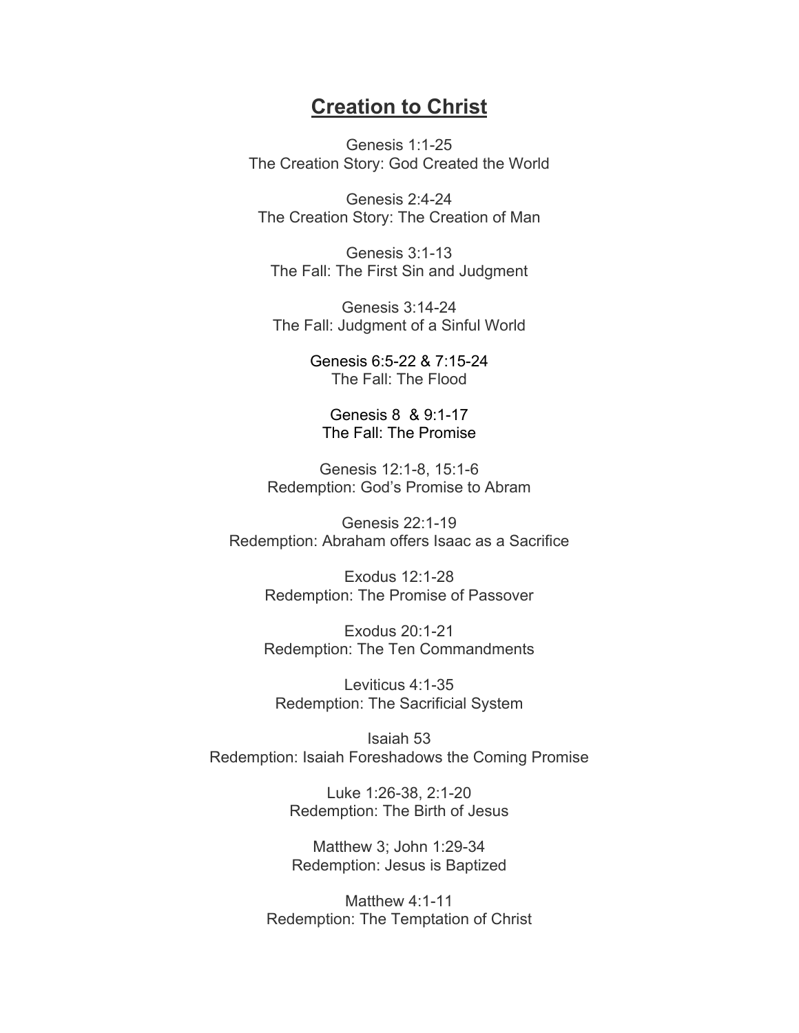# Creation to Christ

Genesis 1:1-25
The Creation Story: God Created the World

Genesis 2:4-24
The Creation Story: The Creation of Man

Genesis 3:1-13
The Fall: The First Sin and Judgment

Genesis 3:14-24
The Fall: Judgment of a Sinful World

Genesis 6:5-22 & 7:15-24
The Fall: The Flood

Genesis 8 & 9:1-17
The Fall: The Promise

Genesis 12:1-8, 15:1-6
Redemption: God's Promise to Abram

Genesis 22:1-19
Redemption: Abraham offers Isaac as a Sacrifice

Exodus 12:1-28
Redemption: The Promise of Passover

Exodus 20:1-21
Redemption: The Ten Commandments

Leviticus 4:1-35
Redemption: The Sacrificial System

Isaiah 53
Redemption: Isaiah Foreshadows the Coming Promise

Luke 1:26-38, 2:1-20
Redemption: The Birth of Jesus

Matthew 3; John 1:29-34
Redemption: Jesus is Baptized

Matthew 4:1-11
Redemption: The Temptation of Christ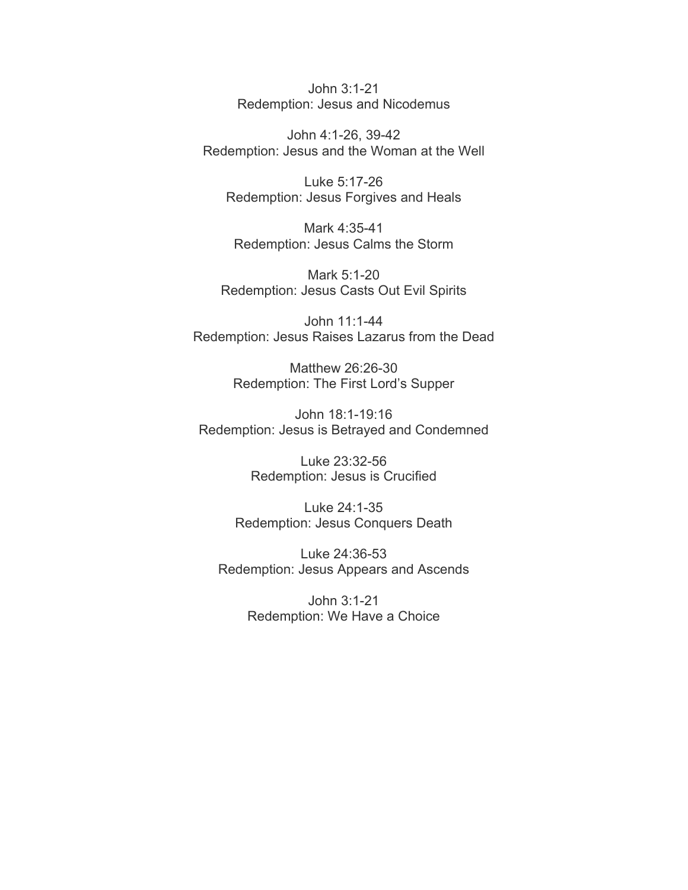John 3:1-21
Redemption: Jesus and Nicodemus

John 4:1-26, 39-42
Redemption: Jesus and the Woman at the Well

Luke 5:17-26
Redemption: Jesus Forgives and Heals

Mark 4:35-41
Redemption: Jesus Calms the Storm

Mark 5:1-20
Redemption: Jesus Casts Out Evil Spirits

John 11:1-44
Redemption: Jesus Raises Lazarus from the Dead

Matthew 26:26-30
Redemption: The First Lord's Supper

John 18:1-19:16
Redemption: Jesus is Betrayed and Condemned

Luke 23:32-56
Redemption: Jesus is Crucified

Luke 24:1-35
Redemption: Jesus Conquers Death

Luke 24:36-53
Redemption: Jesus Appears and Ascends

John 3:1-21
Redemption: We Have a Choice